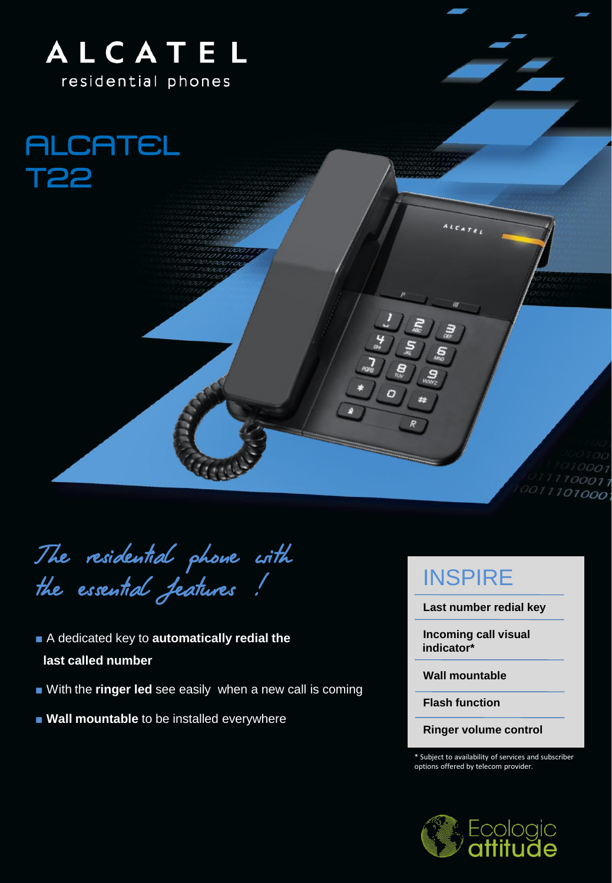# ALCATEL

residential phones

## ALCATEL T22

*The residential phone with the essential features !*

- A dedicated key to **automatically redial the last called number**
- With the **ringer led** see easily when a new call is coming
- **Wall mountable** to be installed everywhere

## INSPIRE

**Last number redial key**

**Incoming call visual indicator***

**Wall mountable**

**Flash function**

**Ringer volume control**

* Subject to availability of services and subscriber options offered by telecom provider.

Ecologic attitude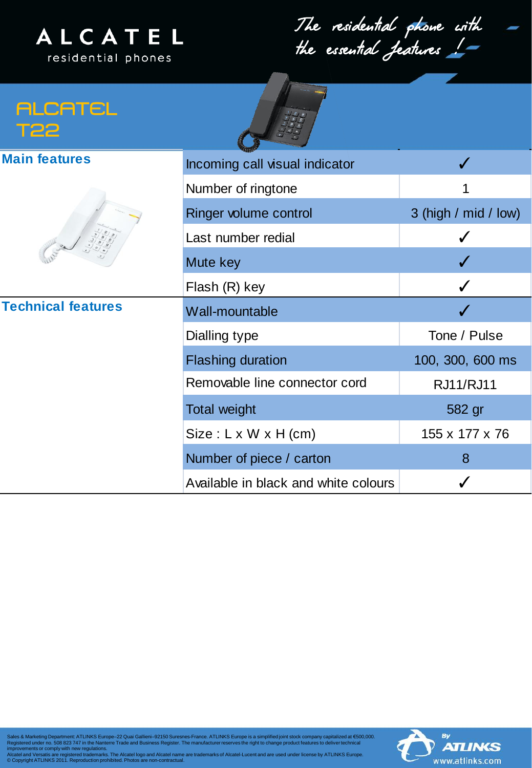# ALCATEL

residential phones

*The residential phone with the essential features !*

## ALCATEL T22

| | | |
|---|---|---|
| **Main features** | Incoming call visual indicator | ✓ |
| | Number of ringtone | 1 |
| | Ringer volume control | 3 (high / mid / low) |
| | Last number redial | ✓ |
| | Mute key | ✓ |
| | Flash (R) key | ✓ |
| **Technical features** | Wall-mountable | ✓ |
| | Dialling type | Tone / Pulse |
| | Flashing duration | 100, 300, 600 ms |
| | Removable line connector cord | RJ11/RJ11 |
| | Total weight | 582 gr |
| | Size : L x W x H (cm) | 155 x 177 x 76 |
| | Number of piece / carton | 8 |
| | Available in black and white colours | ✓ |

Sales & Marketing Department: ATLINKS Europe–22 Quai Gallieni–92150 Suresnes-France. ATLINKS Europe is a simplified joint stock company capitalized at €500,000. Registered under no. 508 823 747 in the Nanterre Trade and Business Register. The manufacturer reserves the right to change product features to deliver technical improvements or comply with new regulations.
Alcatel and Versatis are registered trademarks. The Alcatel logo and Alcatel name are trademarks of Alcatel-Lucent and are used under license by ATLINKS Europe.
© Copyright ATLINKS 2011. Reproduction prohibited. Photos are non-contractual.

By ATLINKS
www.atlinks.com